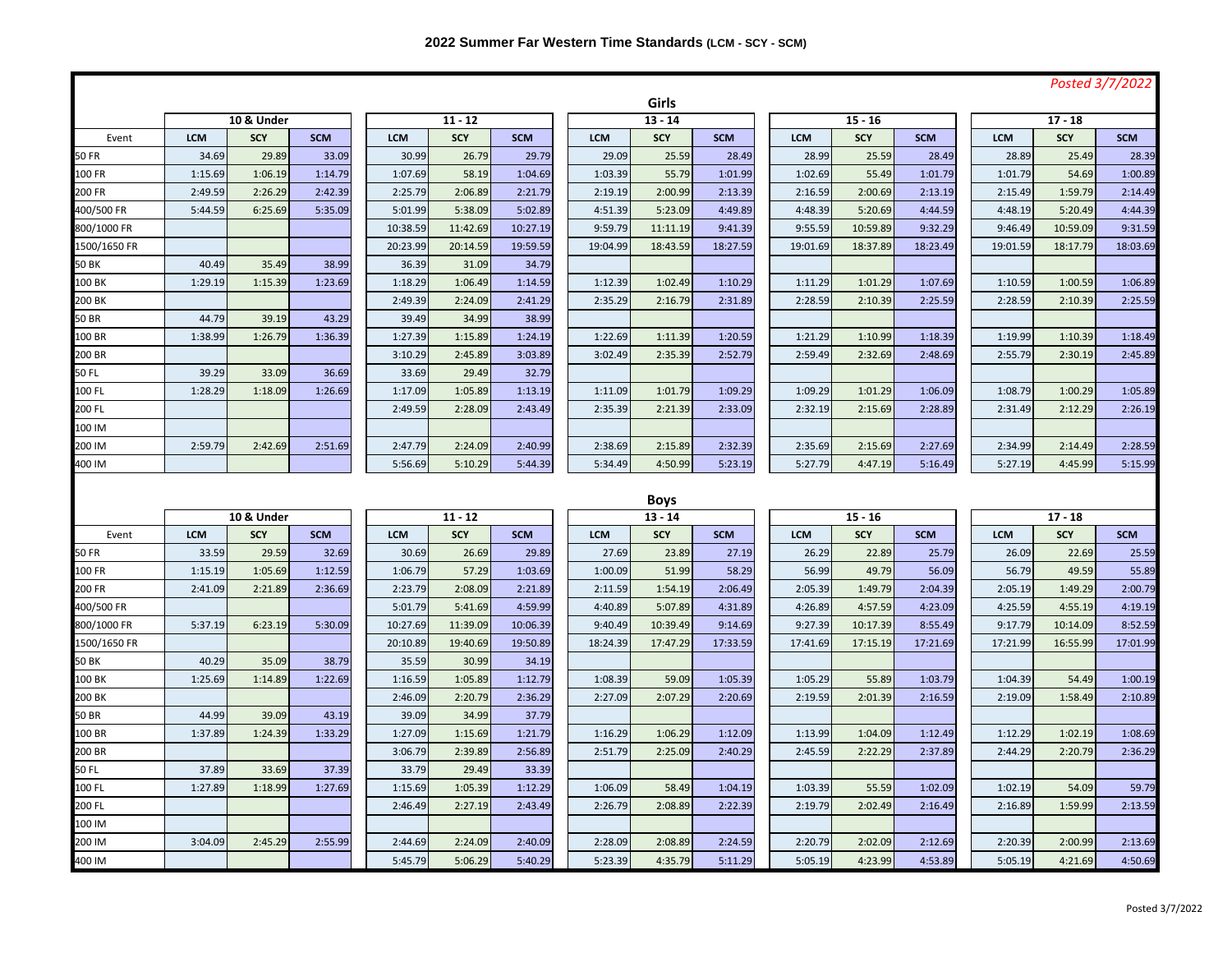# 2022 Summer Far Western Time Standards (LCM - SCY - SCM)

*Posted 3/7/2022*

## Girls

| Event | 10 & Under | | | 11 - 12 | | | 13 - 14 | | | 15 - 16 | | | 17 - 18 | | |
|---|---|---|---|---|---|---|---|---|---|---|---|---|---|---|---|
| | LCM | SCY | SCM | LCM | SCY | SCM | LCM | SCY | SCM | LCM | SCY | SCM | LCM | SCY | SCM |
| 50 FR | 34.69 | 29.89 | 33.09 | 30.99 | 26.79 | 29.79 | 29.09 | 25.59 | 28.49 | 28.99 | 25.59 | 28.49 | 28.89 | 25.49 | 28.39 |
| 100 FR | 1:15.69 | 1:06.19 | 1:14.79 | 1:07.69 | 58.19 | 1:04.69 | 1:03.39 | 55.79 | 1:01.99 | 1:02.69 | 55.49 | 1:01.79 | 1:01.79 | 54.69 | 1:00.89 |
| 200 FR | 2:49.59 | 2:26.29 | 2:42.39 | 2:25.79 | 2:06.89 | 2:21.79 | 2:19.19 | 2:00.99 | 2:13.39 | 2:16.59 | 2:00.69 | 2:13.19 | 2:15.49 | 1:59.79 | 2:14.49 |
| 400/500 FR | 5:44.59 | 6:25.69 | 5:35.09 | 5:01.99 | 5:38.09 | 5:02.89 | 4:51.39 | 5:23.09 | 4:49.89 | 4:48.39 | 5:20.69 | 4:44.59 | 4:48.19 | 5:20.49 | 4:44.39 |
| 800/1000 FR | | | | 10:38.59 | 11:42.69 | 10:27.19 | 9:59.79 | 11:11.19 | 9:41.39 | 9:55.59 | 10:59.89 | 9:32.29 | 9:46.49 | 10:59.09 | 9:31.59 |
| 1500/1650 FR | | | | 20:23.99 | 20:14.59 | 19:59.59 | 19:04.99 | 18:43.59 | 18:27.59 | 19:01.69 | 18:37.89 | 18:23.49 | 19:01.59 | 18:17.79 | 18:03.69 |
| 50 BK | 40.49 | 35.49 | 38.99 | 36.39 | 31.09 | 34.79 | | | | | | | | | |
| 100 BK | 1:29.19 | 1:15.39 | 1:23.69 | 1:18.29 | 1:06.49 | 1:14.59 | 1:12.39 | 1:02.49 | 1:10.29 | 1:11.29 | 1:01.29 | 1:07.69 | 1:10.59 | 1:00.59 | 1:06.89 |
| 200 BK | | | | 2:49.39 | 2:24.09 | 2:41.29 | 2:35.29 | 2:16.79 | 2:31.89 | 2:28.59 | 2:10.39 | 2:25.59 | 2:28.59 | 2:10.39 | 2:25.59 |
| 50 BR | 44.79 | 39.19 | 43.29 | 39.49 | 34.99 | 38.99 | | | | | | | | | |
| 100 BR | 1:38.99 | 1:26.79 | 1:36.39 | 1:27.39 | 1:15.89 | 1:24.19 | 1:22.69 | 1:11.39 | 1:20.59 | 1:21.29 | 1:10.99 | 1:18.39 | 1:19.99 | 1:10.39 | 1:18.49 |
| 200 BR | | | | 3:10.29 | 2:45.89 | 3:03.89 | 3:02.49 | 2:35.39 | 2:52.79 | 2:59.49 | 2:32.69 | 2:48.69 | 2:55.79 | 2:30.19 | 2:45.89 |
| 50 FL | 39.29 | 33.09 | 36.69 | 33.69 | 29.49 | 32.79 | | | | | | | | | |
| 100 FL | 1:28.29 | 1:18.09 | 1:26.69 | 1:17.09 | 1:05.89 | 1:13.19 | 1:11.09 | 1:01.79 | 1:09.29 | 1:09.29 | 1:01.29 | 1:06.09 | 1:08.79 | 1:00.29 | 1:05.89 |
| 200 FL | | | | 2:49.59 | 2:28.09 | 2:43.49 | 2:35.39 | 2:21.39 | 2:33.09 | 2:32.19 | 2:15.69 | 2:28.89 | 2:31.49 | 2:12.29 | 2:26.19 |
| 100 IM | | | | | | | | | | | | | | | |
| 200 IM | 2:59.79 | 2:42.69 | 2:51.69 | 2:47.79 | 2:24.09 | 2:40.99 | 2:38.69 | 2:15.89 | 2:32.39 | 2:35.69 | 2:15.69 | 2:27.69 | 2:34.99 | 2:14.49 | 2:28.59 |
| 400 IM | | | | 5:56.69 | 5:10.29 | 5:44.39 | 5:34.49 | 4:50.99 | 5:23.19 | 5:27.79 | 4:47.19 | 5:16.49 | 5:27.19 | 4:45.99 | 5:15.99 |

## Boys

| Event | 10 & Under | | | 11 - 12 | | | 13 - 14 | | | 15 - 16 | | | 17 - 18 | | |
|---|---|---|---|---|---|---|---|---|---|---|---|---|---|---|---|
| | LCM | SCY | SCM | LCM | SCY | SCM | LCM | SCY | SCM | LCM | SCY | SCM | LCM | SCY | SCM |
| 50 FR | 33.59 | 29.59 | 32.69 | 30.69 | 26.69 | 29.89 | 27.69 | 23.89 | 27.19 | 26.29 | 22.89 | 25.79 | 26.09 | 22.69 | 25.59 |
| 100 FR | 1:15.19 | 1:05.69 | 1:12.59 | 1:06.79 | 57.29 | 1:03.69 | 1:00.09 | 51.99 | 58.29 | 56.99 | 49.79 | 56.09 | 56.79 | 49.59 | 55.89 |
| 200 FR | 2:41.09 | 2:21.89 | 2:36.69 | 2:23.79 | 2:08.09 | 2:21.89 | 2:11.59 | 1:54.19 | 2:06.49 | 2:05.39 | 1:49.79 | 2:04.39 | 2:05.19 | 1:49.29 | 2:00.79 |
| 400/500 FR | | | | 5:01.79 | 5:41.69 | 4:59.99 | 4:40.89 | 5:07.89 | 4:31.89 | 4:26.89 | 4:57.59 | 4:23.09 | 4:25.59 | 4:55.19 | 4:19.19 |
| 800/1000 FR | 5:37.19 | 6:23.19 | 5:30.09 | 10:27.69 | 11:39.09 | 10:06.39 | 9:40.49 | 10:39.49 | 9:14.69 | 9:27.39 | 10:17.39 | 8:55.49 | 9:17.79 | 10:14.09 | 8:52.59 |
| 1500/1650 FR | | | | 20:10.89 | 19:40.69 | 19:50.89 | 18:24.39 | 17:47.29 | 17:33.59 | 17:41.69 | 17:15.19 | 17:21.69 | 17:21.99 | 16:55.99 | 17:01.99 |
| 50 BK | 40.29 | 35.09 | 38.79 | 35.59 | 30.99 | 34.19 | | | | | | | | | |
| 100 BK | 1:25.69 | 1:14.89 | 1:22.69 | 1:16.59 | 1:05.89 | 1:12.79 | 1:08.39 | 59.09 | 1:05.39 | 1:05.29 | 55.89 | 1:03.79 | 1:04.39 | 54.49 | 1:00.19 |
| 200 BK | | | | 2:46.09 | 2:20.79 | 2:36.29 | 2:27.09 | 2:07.29 | 2:20.69 | 2:19.59 | 2:01.39 | 2:16.59 | 2:19.09 | 1:58.49 | 2:10.89 |
| 50 BR | 44.99 | 39.09 | 43.19 | 39.09 | 34.99 | 37.79 | | | | | | | | | |
| 100 BR | 1:37.89 | 1:24.39 | 1:33.29 | 1:27.09 | 1:15.69 | 1:21.79 | 1:16.29 | 1:06.29 | 1:12.09 | 1:13.99 | 1:04.09 | 1:12.49 | 1:12.29 | 1:02.19 | 1:08.69 |
| 200 BR | | | | 3:06.79 | 2:39.89 | 2:56.89 | 2:51.79 | 2:25.09 | 2:40.29 | 2:45.59 | 2:22.29 | 2:37.89 | 2:44.29 | 2:20.79 | 2:36.29 |
| 50 FL | 37.89 | 33.69 | 37.39 | 33.79 | 29.49 | 33.39 | | | | | | | | | |
| 100 FL | 1:27.89 | 1:18.99 | 1:27.69 | 1:15.69 | 1:05.39 | 1:12.29 | 1:06.09 | 58.49 | 1:04.19 | 1:03.39 | 55.59 | 1:02.09 | 1:02.19 | 54.09 | 59.79 |
| 200 FL | | | | 2:46.49 | 2:27.19 | 2:43.49 | 2:26.79 | 2:08.89 | 2:22.39 | 2:19.79 | 2:02.49 | 2:16.49 | 2:16.89 | 1:59.99 | 2:13.59 |
| 100 IM | | | | | | | | | | | | | | | |
| 200 IM | 3:04.09 | 2:45.29 | 2:55.99 | 2:44.69 | 2:24.09 | 2:40.09 | 2:28.09 | 2:08.89 | 2:24.59 | 2:20.79 | 2:02.09 | 2:12.69 | 2:20.39 | 2:00.99 | 2:13.69 |
| 400 IM | | | | 5:45.79 | 5:06.29 | 5:40.29 | 5:23.39 | 4:35.79 | 5:11.29 | 5:05.19 | 4:23.99 | 4:53.89 | 5:05.19 | 4:21.69 | 4:50.69 |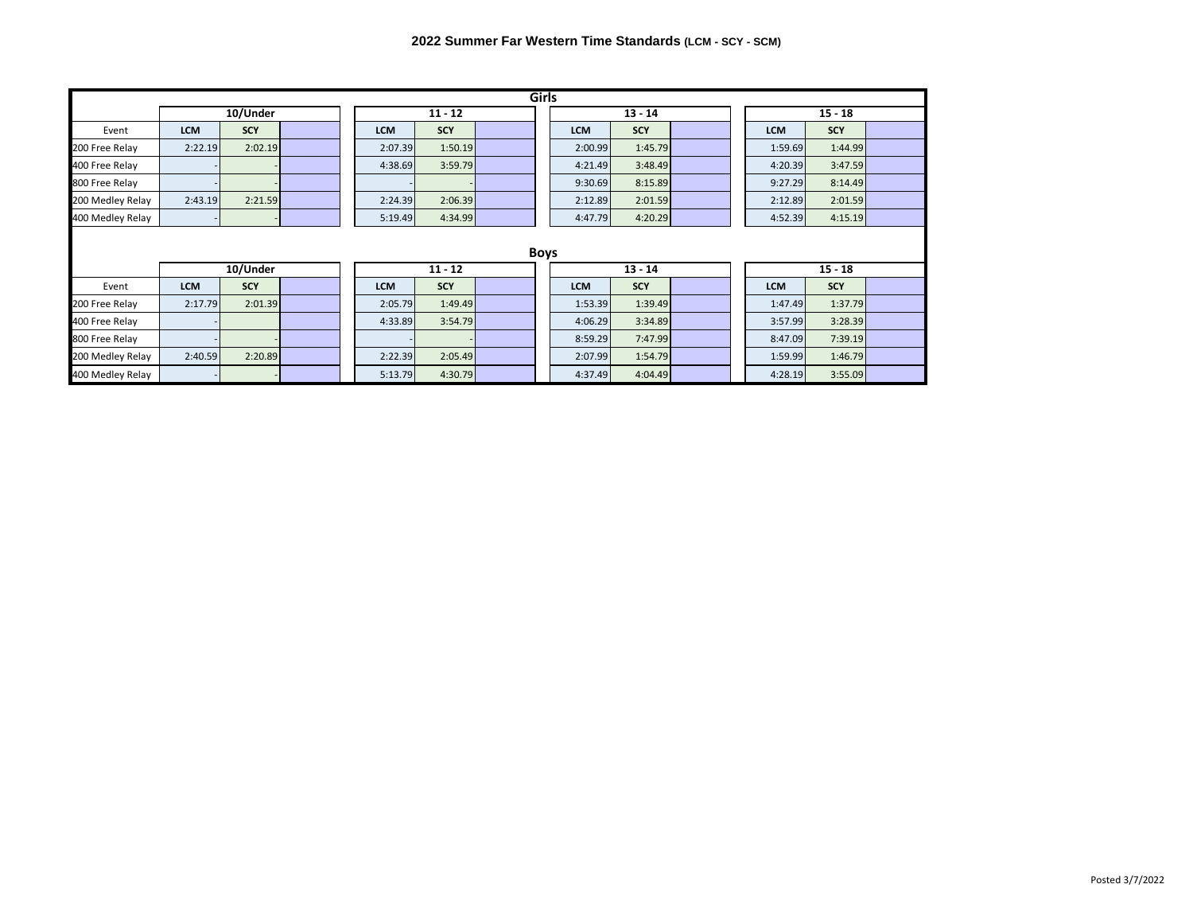## 2022 Summer Far Western Time Standards (LCM - SCY - SCM)

**Girls**

| | 10/Under | | | 11 - 12 | | | 13 - 14 | | | 15 - 18 | | |
|---|---|---|---|---|---|---|---|---|---|---|---|---|
| Event | LCM | SCY | | LCM | SCY | | LCM | SCY | | LCM | SCY | |
| 200 Free Relay | 2:22.19 | 2:02.19 | | 2:07.39 | 1:50.19 | | 2:00.99 | 1:45.79 | | 1:59.69 | 1:44.99 | |
| 400 Free Relay | - | - | | 4:38.69 | 3:59.79 | | 4:21.49 | 3:48.49 | | 4:20.39 | 3:47.59 | |
| 800 Free Relay | - | - | | - | - | | 9:30.69 | 8:15.89 | | 9:27.29 | 8:14.49 | |
| 200 Medley Relay | 2:43.19 | 2:21.59 | | 2:24.39 | 2:06.39 | | 2:12.89 | 2:01.59 | | 2:12.89 | 2:01.59 | |
| 400 Medley Relay | - | - | | 5:19.49 | 4:34.99 | | 4:47.79 | 4:20.29 | | 4:52.39 | 4:15.19 | |

**Boys**

| | 10/Under | | | 11 - 12 | | | 13 - 14 | | | 15 - 18 | | |
|---|---|---|---|---|---|---|---|---|---|---|---|---|
| Event | LCM | SCY | | LCM | SCY | | LCM | SCY | | LCM | SCY | |
| 200 Free Relay | 2:17.79 | 2:01.39 | | 2:05.79 | 1:49.49 | | 1:53.39 | 1:39.49 | | 1:47.49 | 1:37.79 | |
| 400 Free Relay | - | | | 4:33.89 | 3:54.79 | | 4:06.29 | 3:34.89 | | 3:57.99 | 3:28.39 | |
| 800 Free Relay | - | - | | - | - | | 8:59.29 | 7:47.99 | | 8:47.09 | 7:39.19 | |
| 200 Medley Relay | 2:40.59 | 2:20.89 | | 2:22.39 | 2:05.49 | | 2:07.99 | 1:54.79 | | 1:59.99 | 1:46.79 | |
| 400 Medley Relay | - | - | | 5:13.79 | 4:30.79 | | 4:37.49 | 4:04.49 | | 4:28.19 | 3:55.09 | |

Posted 3/7/2022